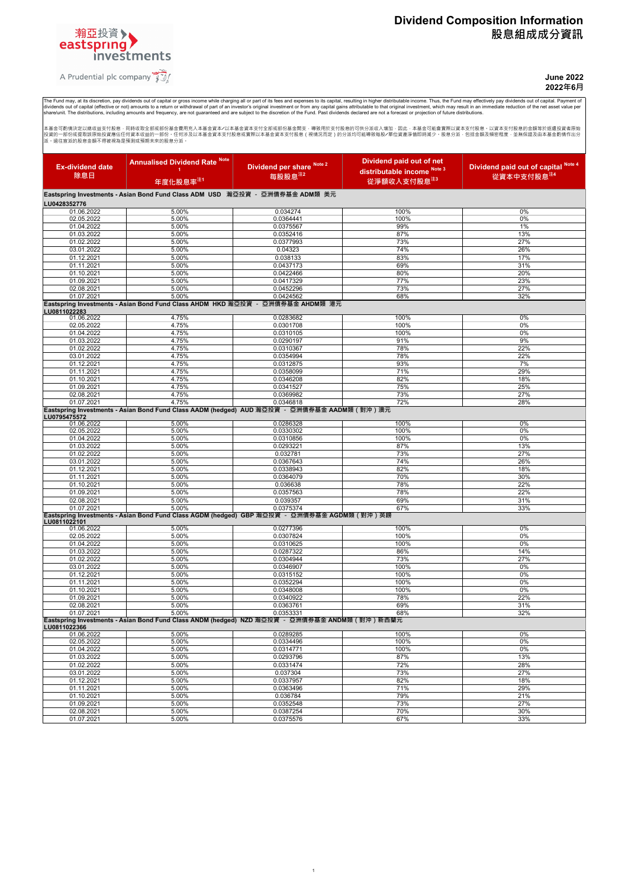# Dividend Composition Information
# 股息組成成分資訊

瀚亞投資 eastspring investments
A Prudential plc company

**June 2022**
**2022年6月**

The Fund may, at its discretion, pay dividends out of capital or gross income while charging all or part of its fees and expenses to its capital, resulting in higher distributable income. Thus, the Fund may effectively pay dividends out of capital. Payment of dividends out of capital (effective or not) amounts to a return or withdrawal of part of an investor's original investment or from any capital gains attributable to that original investment, which may result in an immediate reduction of the net asset value per share/unit. The distributions, including amounts and frequency, are not guaranteed and are subject to the discretion of the Fund. Past dividends declared are not a forecast or projection of future distributions.

本基金可酌情決定以總收益支付股息，同時收取全部或部份基金費用充入本基金資本/以本基金資本支付全部或部份基金開支，導致用於支付股息的可供分派收入增加，因此，本基金可能會實際以資本支付股息。以資本支付股息的金額等於退還投資者原始投資的一部份或提取該原始投資應佔任何資本收益的一部份。任何涉及以本基金資本支付股息或實際以本基金資本支付股息（視情況而定）的分派均可能導致每股/單位資產淨值即時減少。股息分派，包括金額及頻密程度，並無保證及由本基金酌情作出分派。過往宣派的股息金額不得被視為是預測或預期未來的股息分派。

| Ex-dividend date 除息日 | Annualised Dividend Rate Note 1 年度化股息率注1 | Dividend per share Note 2 每股股息注2 | Dividend paid out of net distributable income Note 3 從淨額收入支付股息注3 | Dividend paid out of capital Note 4 從資本中支付股息注4 |
|---|---|---|---|---|
| **Eastspring Investments - Asian Bond Fund Class ADM USD 瀚亞投資 - 亞洲債券基金 ADM類 美元** | | | | |
| **LU0428352776** | | | | |
| 01.06.2022 | 5.00% | 0.034274 | 100% | 0% |
| 02.05.2022 | 5.00% | 0.0364441 | 100% | 0% |
| 01.04.2022 | 5.00% | 0.0375567 | 99% | 1% |
| 01.03.2022 | 5.00% | 0.0352416 | 87% | 13% |
| 01.02.2022 | 5.00% | 0.0377993 | 73% | 27% |
| 03.01.2022 | 5.00% | 0.04323 | 74% | 26% |
| 01.12.2021 | 5.00% | 0.038133 | 83% | 17% |
| 01.11.2021 | 5.00% | 0.0437173 | 69% | 31% |
| 01.10.2021 | 5.00% | 0.0422466 | 80% | 20% |
| 01.09.2021 | 5.00% | 0.0417329 | 77% | 23% |
| 02.08.2021 | 5.00% | 0.0452296 | 73% | 27% |
| 01.07.2021 | 5.00% | 0.0424562 | 68% | 32% |
| **Eastspring Investments - Asian Bond Fund Class AHDM HKD 瀚亞投資 - 亞洲債券基金 AHDM類 港元** | | | | |
| **LU0811022283** | | | | |
| 01.06.2022 | 4.75% | 0.0283682 | 100% | 0% |
| 02.05.2022 | 4.75% | 0.0301708 | 100% | 0% |
| 01.04.2022 | 4.75% | 0.0310105 | 100% | 0% |
| 01.03.2022 | 4.75% | 0.0290197 | 91% | 9% |
| 01.02.2022 | 4.75% | 0.0310367 | 78% | 22% |
| 03.01.2022 | 4.75% | 0.0354994 | 78% | 22% |
| 01.12.2021 | 4.75% | 0.0312875 | 93% | 7% |
| 01.11.2021 | 4.75% | 0.0358099 | 71% | 29% |
| 01.10.2021 | 4.75% | 0.0346208 | 82% | 18% |
| 01.09.2021 | 4.75% | 0.0341527 | 75% | 25% |
| 02.08.2021 | 4.75% | 0.0369982 | 73% | 27% |
| 01.07.2021 | 4.75% | 0.0346818 | 72% | 28% |
| **Eastspring Investments - Asian Bond Fund Class AADM (hedged) AUD 瀚亞投資 - 亞洲債券基金 AADM類（對沖）澳元** | | | | |
| **LU0795475572** | | | | |
| 01.06.2022 | 5.00% | 0.0286328 | 100% | 0% |
| 02.05.2022 | 5.00% | 0.0330302 | 100% | 0% |
| 01.04.2022 | 5.00% | 0.0310856 | 100% | 0% |
| 01.03.2022 | 5.00% | 0.0293221 | 87% | 13% |
| 01.02.2022 | 5.00% | 0.032781 | 73% | 27% |
| 03.01.2022 | 5.00% | 0.0367643 | 74% | 26% |
| 01.12.2021 | 5.00% | 0.0338943 | 82% | 18% |
| 01.11.2021 | 5.00% | 0.0364079 | 70% | 30% |
| 01.10.2021 | 5.00% | 0.036638 | 78% | 22% |
| 01.09.2021 | 5.00% | 0.0357563 | 78% | 22% |
| 02.08.2021 | 5.00% | 0.039357 | 69% | 31% |
| 01.07.2021 | 5.00% | 0.0375374 | 67% | 33% |
| **Eastspring Investments - Asian Bond Fund Class AGDM (hedged) GBP 瀚亞投資 - 亞洲債券基金 AGDM類（對沖）英鎊** | | | | |
| **LU0811022101** | | | | |
| 01.06.2022 | 5.00% | 0.0277396 | 100% | 0% |
| 02.05.2022 | 5.00% | 0.0307824 | 100% | 0% |
| 01.04.2022 | 5.00% | 0.0310625 | 100% | 0% |
| 01.03.2022 | 5.00% | 0.0287322 | 86% | 14% |
| 01.02.2022 | 5.00% | 0.0304944 | 73% | 27% |
| 03.01.2022 | 5.00% | 0.0346907 | 100% | 0% |
| 01.12.2021 | 5.00% | 0.0315152 | 100% | 0% |
| 01.11.2021 | 5.00% | 0.0352294 | 100% | 0% |
| 01.10.2021 | 5.00% | 0.0348008 | 100% | 0% |
| 01.09.2021 | 5.00% | 0.0340922 | 78% | 22% |
| 02.08.2021 | 5.00% | 0.0363761 | 69% | 31% |
| 01.07.2021 | 5.00% | 0.0353331 | 68% | 32% |
| **Eastspring Investments - Asian Bond Fund Class ANDM (hedged) NZD 瀚亞投資 - 亞洲債券基金 ANDM類（對沖）新西蘭元** | | | | |
| **LU0811022366** | | | | |
| 01.06.2022 | 5.00% | 0.0289285 | 100% | 0% |
| 02.05.2022 | 5.00% | 0.0334496 | 100% | 0% |
| 01.04.2022 | 5.00% | 0.0314771 | 100% | 0% |
| 01.03.2022 | 5.00% | 0.0293796 | 87% | 13% |
| 01.02.2022 | 5.00% | 0.0331474 | 72% | 28% |
| 03.01.2022 | 5.00% | 0.037304 | 73% | 27% |
| 01.12.2021 | 5.00% | 0.0337957 | 82% | 18% |
| 01.11.2021 | 5.00% | 0.0363496 | 71% | 29% |
| 01.10.2021 | 5.00% | 0.036784 | 79% | 21% |
| 01.09.2021 | 5.00% | 0.0352548 | 73% | 27% |
| 02.08.2021 | 5.00% | 0.0387254 | 70% | 30% |
| 01.07.2021 | 5.00% | 0.0375576 | 67% | 33% |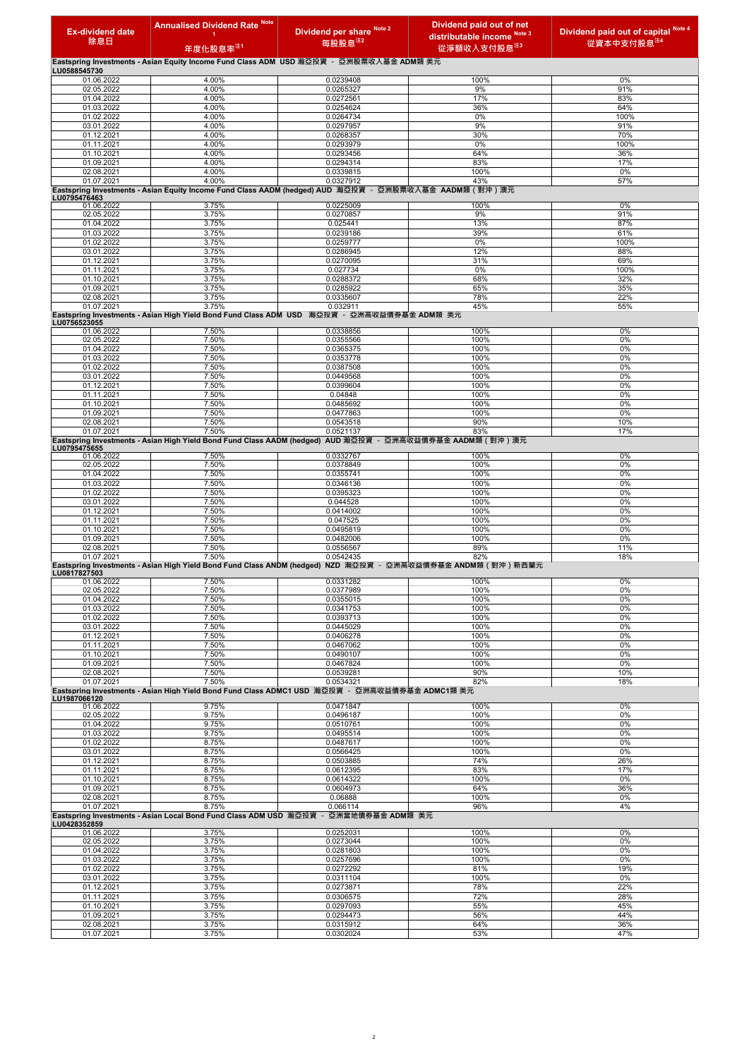| Ex-dividend date 除息日 | Annualised Dividend Rate Note 1 年度化股息率注1 | Dividend per share Note 2 每股股息注2 | Dividend paid out of net distributable income Note 3 從淨額收入支付股息注3 | Dividend paid out of capital Note 4 從資本中支付股息注4 |
|---|---|---|---|---|
| **Eastspring Investments - Asian Equity Income Fund Class ADM USD 瀚亞投資 - 亞洲股票收入基金 ADM類 美元 LU0588545730** | | | | |
| 01.06.2022 | 4.00% | 0.0239408 | 100% | 0% |
| 02.05.2022 | 4.00% | 0.0265327 | 9% | 91% |
| 01.04.2022 | 4.00% | 0.0272561 | 17% | 83% |
| 01.03.2022 | 4.00% | 0.0254624 | 36% | 64% |
| 01.02.2022 | 4.00% | 0.0264734 | 0% | 100% |
| 03.01.2022 | 4.00% | 0.0297957 | 9% | 91% |
| 01.12.2021 | 4.00% | 0.0268357 | 30% | 70% |
| 01.11.2021 | 4.00% | 0.0293979 | 0% | 100% |
| 01.10.2021 | 4.00% | 0.0293456 | 64% | 36% |
| 01.09.2021 | 4.00% | 0.0294314 | 83% | 17% |
| 02.08.2021 | 4.00% | 0.0339815 | 100% | 0% |
| 01.07.2021 | 4.00% | 0.0327912 | 43% | 57% |
| **Eastspring Investments - Asian Equity Income Fund Class AADM (hedged) AUD 瀚亞投資 - 亞洲股票收入基金 AADM類（對沖）澳元 LU0795476463** | | | | |
| 01.06.2022 | 3.75% | 0.0225009 | 100% | 0% |
| 02.05.2022 | 3.75% | 0.0270857 | 9% | 91% |
| 01.04.2022 | 3.75% | 0.025441 | 13% | 87% |
| 01.03.2022 | 3.75% | 0.0239186 | 39% | 61% |
| 01.02.2022 | 3.75% | 0.0259777 | 0% | 100% |
| 03.01.2022 | 3.75% | 0.0286945 | 12% | 88% |
| 01.12.2021 | 3.75% | 0.0270095 | 31% | 69% |
| 01.11.2021 | 3.75% | 0.027734 | 0% | 100% |
| 01.10.2021 | 3.75% | 0.0288372 | 68% | 32% |
| 01.09.2021 | 3.75% | 0.0285922 | 65% | 35% |
| 02.08.2021 | 3.75% | 0.0335607 | 78% | 22% |
| 01.07.2021 | 3.75% | 0.032911 | 45% | 55% |
| **Eastspring Investments - Asian High Yield Bond Fund Class ADM USD 瀚亞投資 - 亞洲高收益債券基金 ADM類 美元 LU0756523055** | | | | |
| 01.06.2022 | 7.50% | 0.0338856 | 100% | 0% |
| 02.05.2022 | 7.50% | 0.0355566 | 100% | 0% |
| 01.04.2022 | 7.50% | 0.0365375 | 100% | 0% |
| 01.03.2022 | 7.50% | 0.0353778 | 100% | 0% |
| 01.02.2022 | 7.50% | 0.0387508 | 100% | 0% |
| 03.01.2022 | 7.50% | 0.0449568 | 100% | 0% |
| 01.12.2021 | 7.50% | 0.0399604 | 100% | 0% |
| 01.11.2021 | 7.50% | 0.04848 | 100% | 0% |
| 01.10.2021 | 7.50% | 0.0485692 | 100% | 0% |
| 01.09.2021 | 7.50% | 0.0477863 | 100% | 0% |
| 02.08.2021 | 7.50% | 0.0543518 | 90% | 10% |
| 01.07.2021 | 7.50% | 0.0521137 | 83% | 17% |
| **Eastspring Investments - Asian High Yield Bond Fund Class AADM (hedged) AUD 瀚亞投資 - 亞洲高收益債券基金 AADM類（對沖）澳元 LU0795475655** | | | | |
| 01.06.2022 | 7.50% | 0.0332767 | 100% | 0% |
| 02.05.2022 | 7.50% | 0.0378849 | 100% | 0% |
| 01.04.2022 | 7.50% | 0.0355741 | 100% | 0% |
| 01.03.2022 | 7.50% | 0.0346136 | 100% | 0% |
| 01.02.2022 | 7.50% | 0.0395323 | 100% | 0% |
| 03.01.2022 | 7.50% | 0.044528 | 100% | 0% |
| 01.12.2021 | 7.50% | 0.0414002 | 100% | 0% |
| 01.11.2021 | 7.50% | 0.047525 | 100% | 0% |
| 01.10.2021 | 7.50% | 0.0495819 | 100% | 0% |
| 01.09.2021 | 7.50% | 0.0482006 | 100% | 0% |
| 02.08.2021 | 7.50% | 0.0556567 | 89% | 11% |
| 01.07.2021 | 7.50% | 0.0542435 | 82% | 18% |
| **Eastspring Investments - Asian High Yield Bond Fund Class ANDM (hedged) NZD 瀚亞投資 - 亞洲高收益債券基金 ANDM類（對沖）新西蘭元 LU0817827503** | | | | |
| 01.06.2022 | 7.50% | 0.0331282 | 100% | 0% |
| 02.05.2022 | 7.50% | 0.0377989 | 100% | 0% |
| 01.04.2022 | 7.50% | 0.0355015 | 100% | 0% |
| 01.03.2022 | 7.50% | 0.0341753 | 100% | 0% |
| 01.02.2022 | 7.50% | 0.0393713 | 100% | 0% |
| 03.01.2022 | 7.50% | 0.0445029 | 100% | 0% |
| 01.12.2021 | 7.50% | 0.0406278 | 100% | 0% |
| 01.11.2021 | 7.50% | 0.0467062 | 100% | 0% |
| 01.10.2021 | 7.50% | 0.0490107 | 100% | 0% |
| 01.09.2021 | 7.50% | 0.0467824 | 100% | 0% |
| 02.08.2021 | 7.50% | 0.0539281 | 90% | 10% |
| 01.07.2021 | 7.50% | 0.0534321 | 82% | 18% |
| **Eastspring Investments - Asian High Yield Bond Fund Class ADMC1 USD 瀚亞投資 - 亞洲高收益債券基金 ADMC1類 美元 LU1987066120** | | | | |
| 01.06.2022 | 9.75% | 0.0471847 | 100% | 0% |
| 02.05.2022 | 9.75% | 0.0496187 | 100% | 0% |
| 01.04.2022 | 9.75% | 0.0510761 | 100% | 0% |
| 01.03.2022 | 9.75% | 0.0495514 | 100% | 0% |
| 01.02.2022 | 8.75% | 0.0487617 | 100% | 0% |
| 03.01.2022 | 8.75% | 0.0566425 | 100% | 0% |
| 01.12.2021 | 8.75% | 0.0503885 | 74% | 26% |
| 01.11.2021 | 8.75% | 0.0612395 | 83% | 17% |
| 01.10.2021 | 8.75% | 0.0614322 | 100% | 0% |
| 01.09.2021 | 8.75% | 0.0604973 | 64% | 36% |
| 02.08.2021 | 8.75% | 0.06888 | 100% | 0% |
| 01.07.2021 | 8.75% | 0.066114 | 96% | 4% |
| **Eastspring Investments - Asian Local Bond Fund Class ADM USD 瀚亞投資 - 亞洲當地債券基金 ADM類 美元 LU0428352859** | | | | |
| 01.06.2022 | 3.75% | 0.0252031 | 100% | 0% |
| 02.05.2022 | 3.75% | 0.0273044 | 100% | 0% |
| 01.04.2022 | 3.75% | 0.0281803 | 100% | 0% |
| 01.03.2022 | 3.75% | 0.0257696 | 100% | 0% |
| 01.02.2022 | 3.75% | 0.0272292 | 81% | 19% |
| 03.01.2022 | 3.75% | 0.0311104 | 100% | 0% |
| 01.12.2021 | 3.75% | 0.0273871 | 78% | 22% |
| 01.11.2021 | 3.75% | 0.0306575 | 72% | 28% |
| 01.10.2021 | 3.75% | 0.0297093 | 55% | 45% |
| 01.09.2021 | 3.75% | 0.0294473 | 56% | 44% |
| 02.08.2021 | 3.75% | 0.0315912 | 64% | 36% |
| 01.07.2021 | 3.75% | 0.0302024 | 53% | 47% |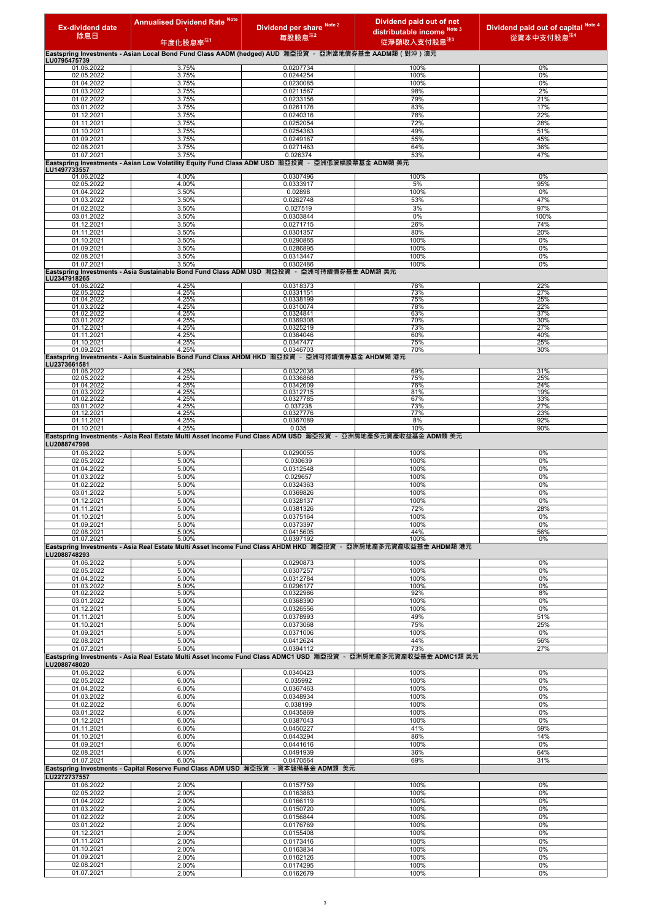| Ex-dividend date 除息日 | Annualised Dividend Rate Note 1 年度化股息率注1 | Dividend per share Note 2 每股股息注2 | Dividend paid out of net distributable income Note 3 從淨額收入支付股息注3 | Dividend paid out of capital Note 4 從資本中支付股息注4 |
|---|---|---|---|---|
| **Eastspring Investments - Asian Local Bond Fund Class AADM (hedged) AUD 瀚亞投資 - 亞洲當地債券基金 AADM類（對沖）澳元** | | | | |
| **LU0795475739** | | | | |
| 01.06.2022 | 3.75% | 0.0207734 | 100% | 0% |
| 02.05.2022 | 3.75% | 0.0244254 | 100% | 0% |
| 01.04.2022 | 3.75% | 0.0230085 | 100% | 0% |
| 01.03.2022 | 3.75% | 0.0211567 | 98% | 2% |
| 01.02.2022 | 3.75% | 0.0233156 | 79% | 21% |
| 03.01.2022 | 3.75% | 0.0261176 | 83% | 17% |
| 01.12.2021 | 3.75% | 0.0240316 | 78% | 22% |
| 01.11.2021 | 3.75% | 0.0252054 | 72% | 28% |
| 01.10.2021 | 3.75% | 0.0254363 | 49% | 51% |
| 01.09.2021 | 3.75% | 0.0249167 | 55% | 45% |
| 02.08.2021 | 3.75% | 0.0271463 | 64% | 36% |
| 01.07.2021 | 3.75% | 0.026374 | 53% | 47% |
| **Eastspring Investments - Asian Low Volatility Equity Fund Class ADM USD 瀚亞投資 - 亞洲低波幅股票基金 ADM類 美元** | | | | |
| **LU1497733557** | | | | |
| 01.06.2022 | 4.00% | 0.0307496 | 100% | 0% |
| 02.05.2022 | 4.00% | 0.0333917 | 5% | 95% |
| 01.04.2022 | 3.50% | 0.02898 | 100% | 0% |
| 01.03.2022 | 3.50% | 0.0262748 | 53% | 47% |
| 01.02.2022 | 3.50% | 0.027519 | 3% | 97% |
| 03.01.2022 | 3.50% | 0.0303844 | 0% | 100% |
| 01.12.2021 | 3.50% | 0.0271715 | 26% | 74% |
| 01.11.2021 | 3.50% | 0.0301357 | 80% | 20% |
| 01.10.2021 | 3.50% | 0.0290865 | 100% | 0% |
| 01.09.2021 | 3.50% | 0.0286895 | 100% | 0% |
| 02.08.2021 | 3.50% | 0.0313447 | 100% | 0% |
| 01.07.2021 | 3.50% | 0.0302486 | 100% | 0% |
| **Eastspring Investments - Asia Sustainable Bond Fund Class ADM USD 瀚亞投資 - 亞洲可持續債券基金 ADM類 美元** | | | | |
| **LU2347918265** | | | | |
| 01.06.2022 | 4.25% | 0.0318373 | 78% | 22% |
| 02.05.2022 | 4.25% | 0.0331151 | 73% | 27% |
| 01.04.2022 | 4.25% | 0.0338199 | 75% | 25% |
| 01.03.2022 | 4.25% | 0.0310074 | 78% | 22% |
| 01.02.2022 | 4.25% | 0.0324841 | 63% | 37% |
| 03.01.2022 | 4.25% | 0.0369308 | 70% | 30% |
| 01.12.2021 | 4.25% | 0.0325219 | 73% | 27% |
| 01.11.2021 | 4.25% | 0.0364046 | 60% | 40% |
| 01.10.2021 | 4.25% | 0.0347477 | 75% | 25% |
| 01.09.2021 | 4.25% | 0.0346703 | 70% | 30% |
| **Eastspring Investments - Asia Sustainable Bond Fund Class AHDM HKD 瀚亞投資 - 亞洲可持續債券基金 AHDM類 港元** | | | | |
| **LU2373661581** | | | | |
| 01.06.2022 | 4.25% | 0.0322036 | 69% | 31% |
| 02.05.2022 | 4.25% | 0.0336868 | 75% | 25% |
| 01.04.2022 | 4.25% | 0.0342609 | 76% | 24% |
| 01.03.2022 | 4.25% | 0.0312715 | 81% | 19% |
| 01.02.2022 | 4.25% | 0.0327785 | 67% | 33% |
| 03.01.2022 | 4.25% | 0.037238 | 73% | 27% |
| 01.12.2021 | 4.25% | 0.0327776 | 77% | 23% |
| 01.11.2021 | 4.25% | 0.0367089 | 8% | 92% |
| 01.10.2021 | 4.25% | 0.035 | 10% | 90% |
| **Eastspring Investments - Asia Real Estate Multi Asset Income Fund Class ADM USD 瀚亞投資 - 亞洲房地產多元資產收益基金 ADM類 美元** | | | | |
| **LU2088747998** | | | | |
| 01.06.2022 | 5.00% | 0.0290055 | 100% | 0% |
| 02.05.2022 | 5.00% | 0.030639 | 100% | 0% |
| 01.04.2022 | 5.00% | 0.0312548 | 100% | 0% |
| 01.03.2022 | 5.00% | 0.029657 | 100% | 0% |
| 01.02.2022 | 5.00% | 0.0324363 | 100% | 0% |
| 03.01.2022 | 5.00% | 0.0369826 | 100% | 0% |
| 01.12.2021 | 5.00% | 0.0328137 | 100% | 0% |
| 01.11.2021 | 5.00% | 0.0381326 | 72% | 28% |
| 01.10.2021 | 5.00% | 0.0375164 | 100% | 0% |
| 01.09.2021 | 5.00% | 0.0373397 | 100% | 0% |
| 02.08.2021 | 5.00% | 0.0415605 | 44% | 56% |
| 01.07.2021 | 5.00% | 0.0397192 | 100% | 0% |
| **Eastspring Investments - Asia Real Estate Multi Asset Income Fund Class AHDM HKD 瀚亞投資 - 亞洲房地產多元資產收益基金 AHDM類 港元** | | | | |
| **LU2088748293** | | | | |
| 01.06.2022 | 5.00% | 0.0290873 | 100% | 0% |
| 02.05.2022 | 5.00% | 0.0307257 | 100% | 0% |
| 01.04.2022 | 5.00% | 0.0312784 | 100% | 0% |
| 01.03.2022 | 5.00% | 0.0296177 | 100% | 0% |
| 01.02.2022 | 5.00% | 0.0322986 | 92% | 8% |
| 03.01.2022 | 5.00% | 0.0368390 | 100% | 0% |
| 01.12.2021 | 5.00% | 0.0326556 | 100% | 0% |
| 01.11.2021 | 5.00% | 0.0378993 | 49% | 51% |
| 01.10.2021 | 5.00% | 0.0373068 | 75% | 25% |
| 01.09.2021 | 5.00% | 0.0371006 | 100% | 0% |
| 02.08.2021 | 5.00% | 0.0412624 | 44% | 56% |
| 01.07.2021 | 5.00% | 0.0394112 | 73% | 27% |
| **Eastspring Investments - Asia Real Estate Multi Asset Income Fund Class ADMC1 USD 瀚亞投資 - 亞洲房地產多元資產收益基金 ADMC1類 美元** | | | | |
| **LU2088748020** | | | | |
| 01.06.2022 | 6.00% | 0.0340423 | 100% | 0% |
| 02.05.2022 | 6.00% | 0.035992 | 100% | 0% |
| 01.04.2022 | 6.00% | 0.0367463 | 100% | 0% |
| 01.03.2022 | 6.00% | 0.0348934 | 100% | 0% |
| 01.02.2022 | 6.00% | 0.038199 | 100% | 0% |
| 03.01.2022 | 6.00% | 0.0435869 | 100% | 0% |
| 01.12.2021 | 6.00% | 0.0387043 | 100% | 0% |
| 01.11.2021 | 6.00% | 0.0450227 | 41% | 59% |
| 01.10.2021 | 6.00% | 0.0443294 | 86% | 14% |
| 01.09.2021 | 6.00% | 0.0441616 | 100% | 0% |
| 02.08.2021 | 6.00% | 0.0491939 | 36% | 64% |
| 01.07.2021 | 6.00% | 0.0470564 | 69% | 31% |
| **Eastspring Investments - Capital Reserve Fund Class ADM USD 瀚亞投資 - 資本儲備基金 ADM類 美元** | | | | |
| **LU2272737557** | | | | |
| 01.06.2022 | 2.00% | 0.0157759 | 100% | 0% |
| 02.05.2022 | 2.00% | 0.0163883 | 100% | 0% |
| 01.04.2022 | 2.00% | 0.0166119 | 100% | 0% |
| 01.03.2022 | 2.00% | 0.0150720 | 100% | 0% |
| 01.02.2022 | 2.00% | 0.0156844 | 100% | 0% |
| 03.01.2022 | 2.00% | 0.0176769 | 100% | 0% |
| 01.12.2021 | 2.00% | 0.0155408 | 100% | 0% |
| 01.11.2021 | 2.00% | 0.0173416 | 100% | 0% |
| 01.10.2021 | 2.00% | 0.0163834 | 100% | 0% |
| 01.09.2021 | 2.00% | 0.0162126 | 100% | 0% |
| 02.08.2021 | 2.00% | 0.0174295 | 100% | 0% |
| 01.07.2021 | 2.00% | 0.0162679 | 100% | 0% |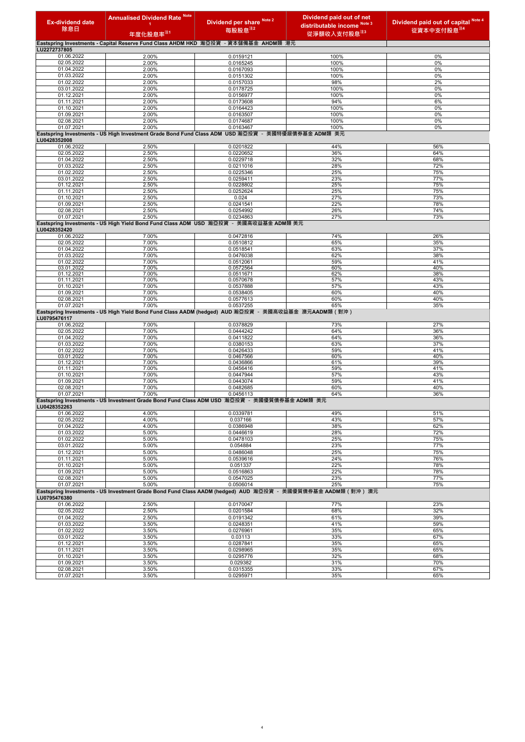| Ex-dividend date 除息日 | Annualised Dividend Rate Note 1 年度化股息率注1 | Dividend per share Note 2 每股股息注2 | Dividend paid out of net distributable income Note 3 從淨額收入支付股息注3 | Dividend paid out of capital Note 4 從資本中支付股息注4 |
|---|---|---|---|---|
| **Eastspring Investments - Capital Reserve Fund Class AHDM HKD 瀚亞投資 - 資本儲備基金 AHDM類 港元 LU2272737805** | | | | |
| 01.06.2022 | 2.00% | 0.0159121 | 100% | 0% |
| 02.05.2022 | 2.00% | 0.0165245 | 100% | 0% |
| 01.04.2022 | 2.00% | 0.0167093 | 100% | 0% |
| 01.03.2022 | 2.00% | 0.0151302 | 100% | 0% |
| 01.02.2022 | 2.00% | 0.0157033 | 98% | 2% |
| 03.01.2022 | 2.00% | 0.0178725 | 100% | 0% |
| 01.12.2021 | 2.00% | 0.0156977 | 100% | 0% |
| 01.11.2021 | 2.00% | 0.0173608 | 94% | 6% |
| 01.10.2021 | 2.00% | 0.0164423 | 100% | 0% |
| 01.09.2021 | 2.00% | 0.0163507 | 100% | 0% |
| 02.08.2021 | 2.00% | 0.0174687 | 100% | 0% |
| 01.07.2021 | 2.00% | 0.0163467 | 100% | 0% |
| **Eastspring Investments - US High Investment Grade Bond Fund Class ADM USD 瀚亞投資 - 美國特優級債券基金 ADM類 美元 LU0428352008** | | | | |
| 01.06.2022 | 2.50% | 0.0201822 | 44% | 56% |
| 02.05.2022 | 2.50% | 0.0220652 | 36% | 64% |
| 01.04.2022 | 2.50% | 0.0229718 | 32% | 68% |
| 01.03.2022 | 2.50% | 0.0211016 | 28% | 72% |
| 01.02.2022 | 2.50% | 0.0225346 | 25% | 75% |
| 03.01.2022 | 2.50% | 0.0259411 | 23% | 77% |
| 01.12.2021 | 2.50% | 0.0228802 | 25% | 75% |
| 01.11.2021 | 2.50% | 0.0252624 | 25% | 75% |
| 01.10.2021 | 2.50% | 0.024 | 27% | 73% |
| 01.09.2021 | 2.50% | 0.0241541 | 22% | 78% |
| 02.08.2021 | 2.50% | 0.0254992 | 26% | 74% |
| 01.07.2021 | 2.50% | 0.0234863 | 27% | 73% |
| **Eastspring Investments - US High Yield Bond Fund Class ADM USD 瀚亞投資 - 美國高收益基金 ADM類 美元 LU0428352420** | | | | |
| 01.06.2022 | 7.00% | 0.0472816 | 74% | 26% |
| 02.05.2022 | 7.00% | 0.0510812 | 65% | 35% |
| 01.04.2022 | 7.00% | 0.0518541 | 63% | 37% |
| 01.03.2022 | 7.00% | 0.0476038 | 62% | 38% |
| 01.02.2022 | 7.00% | 0.0512061 | 59% | 41% |
| 03.01.2022 | 7.00% | 0.0572564 | 60% | 40% |
| 01.12.2021 | 7.00% | 0.0511671 | 62% | 38% |
| 01.11.2021 | 7.00% | 0.0570678 | 57% | 43% |
| 01.10.2021 | 7.00% | 0.0537888 | 57% | 43% |
| 01.09.2021 | 7.00% | 0.0538405 | 60% | 40% |
| 02.08.2021 | 7.00% | 0.0577613 | 60% | 40% |
| 01.07.2021 | 7.00% | 0.0537255 | 65% | 35% |
| **Eastspring Investments - US High Yield Bond Fund Class AADM (hedged) AUD 瀚亞投資 - 美國高收益基金 澳元AADM類（對沖） LU0795476117** | | | | |
| 01.06.2022 | 7.00% | 0.0378829 | 73% | 27% |
| 02.05.2022 | 7.00% | 0.0444242 | 64% | 36% |
| 01.04.2022 | 7.00% | 0.0411822 | 64% | 36% |
| 01.03.2022 | 7.00% | 0.0380153 | 63% | 37% |
| 01.02.2022 | 7.00% | 0.0426433 | 59% | 41% |
| 03.01.2022 | 7.00% | 0.0467566 | 60% | 40% |
| 01.12.2021 | 7.00% | 0.0436866 | 61% | 39% |
| 01.11.2021 | 7.00% | 0.0456416 | 59% | 41% |
| 01.10.2021 | 7.00% | 0.0447944 | 57% | 43% |
| 01.09.2021 | 7.00% | 0.0443074 | 59% | 41% |
| 02.08.2021 | 7.00% | 0.0482685 | 60% | 40% |
| 01.07.2021 | 7.00% | 0.0456113 | 64% | 36% |
| **Eastspring Investments - US Investment Grade Bond Fund Class ADM USD 瀚亞投資 - 美國優質債券基金 ADM類 美元 LU0428352263** | | | | |
| 01.06.2022 | 4.00% | 0.0339781 | 49% | 51% |
| 02.05.2022 | 4.00% | 0.037166 | 43% | 57% |
| 01.04.2022 | 4.00% | 0.0386948 | 38% | 62% |
| 01.03.2022 | 5.00% | 0.0446619 | 28% | 72% |
| 01.02.2022 | 5.00% | 0.0478103 | 25% | 75% |
| 03.01.2022 | 5.00% | 0.054884 | 23% | 77% |
| 01.12.2021 | 5.00% | 0.0486048 | 25% | 75% |
| 01.11.2021 | 5.00% | 0.0539616 | 24% | 76% |
| 01.10.2021 | 5.00% | 0.051337 | 22% | 78% |
| 01.09.2021 | 5.00% | 0.0516863 | 22% | 78% |
| 02.08.2021 | 5.00% | 0.0547025 | 23% | 77% |
| 01.07.2021 | 5.00% | 0.0506014 | 25% | 75% |
| **Eastspring Investments - US Investment Grade Bond Fund Class AADM (hedged) AUD 瀚亞投資 - 美國優質債券基金 AADM類（對沖）澳元 LU0795476380** | | | | |
| 01.06.2022 | 2.50% | 0.0170047 | 77% | 23% |
| 02.05.2022 | 2.50% | 0.0201584 | 68% | 32% |
| 01.04.2022 | 2.50% | 0.0191342 | 61% | 39% |
| 01.03.2022 | 3.50% | 0.0248351 | 41% | 59% |
| 01.02.2022 | 3.50% | 0.0276961 | 35% | 65% |
| 03.01.2022 | 3.50% | 0.03113 | 33% | 67% |
| 01.12.2021 | 3.50% | 0.0287841 | 35% | 65% |
| 01.11.2021 | 3.50% | 0.0298965 | 35% | 65% |
| 01.10.2021 | 3.50% | 0.0295776 | 32% | 68% |
| 01.09.2021 | 3.50% | 0.029382 | 31% | 70% |
| 02.08.2021 | 3.50% | 0.0315355 | 33% | 67% |
| 01.07.2021 | 3.50% | 0.0295971 | 35% | 65% |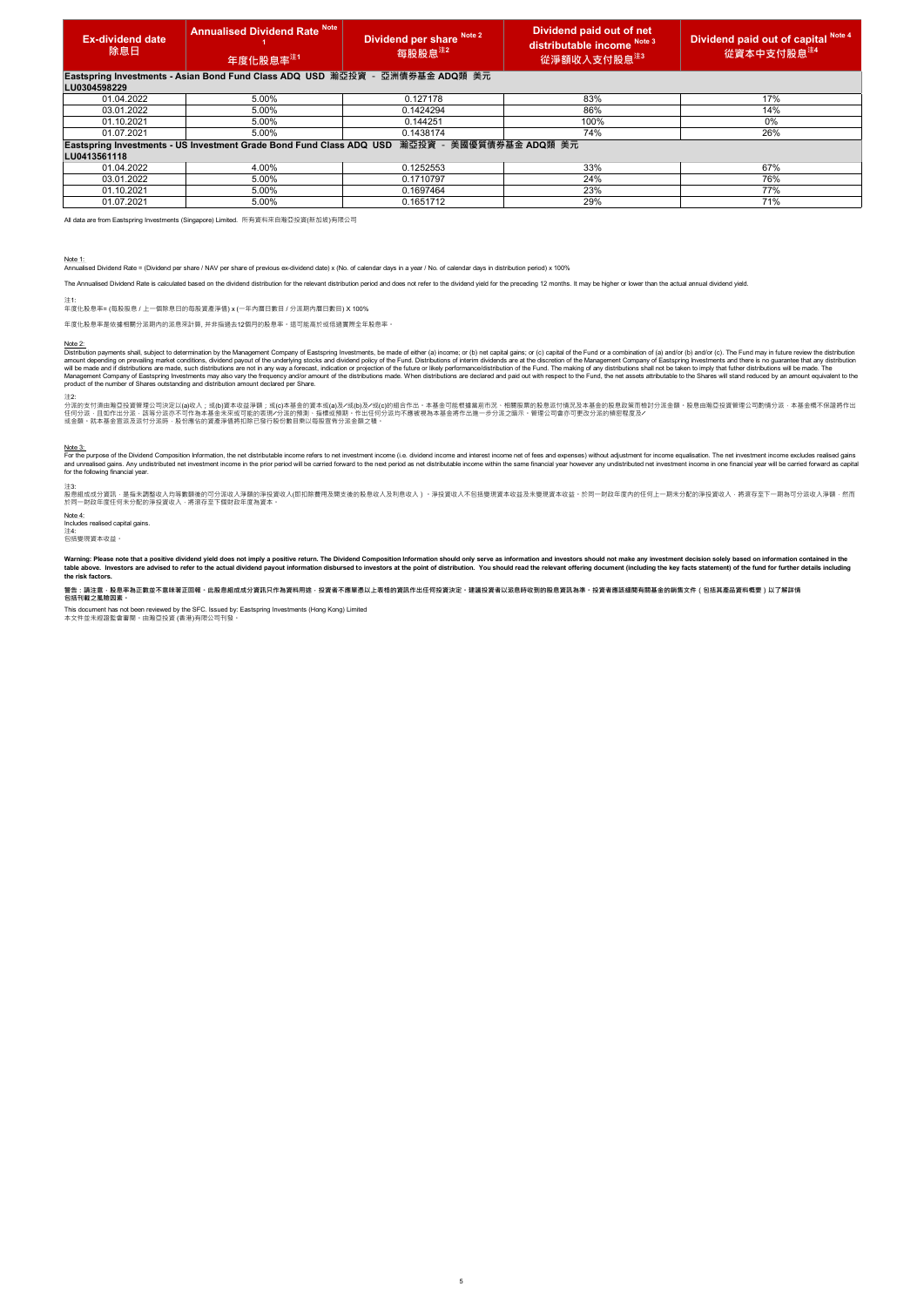| Ex-dividend date 除息日 | Annualised Dividend Rate Note 1 年度化股息率注1 | Dividend per share Note 2 每股股息注2 | Dividend paid out of net distributable income Note 3 從淨額收入支付股息注3 | Dividend paid out of capital Note 4 從資本中支付股息注4 |
|---|---|---|---|---|
| **Eastspring Investments - Asian Bond Fund Class ADQ USD 瀚亞投資 - 亞洲債券基金 ADQ類 美元 LU0304598229** | | | | |
| 01.04.2022 | 5.00% | 0.127178 | 83% | 17% |
| 03.01.2022 | 5.00% | 0.1424294 | 86% | 14% |
| 01.10.2021 | 5.00% | 0.144251 | 100% | 0% |
| 01.07.2021 | 5.00% | 0.1438174 | 74% | 26% |
| **Eastspring Investments - US Investment Grade Bond Fund Class ADQ USD 瀚亞投資 - 美國優質債券基金 ADQ類 美元 LU0413561118** | | | | |
| 01.04.2022 | 4.00% | 0.1252553 | 33% | 67% |
| 03.01.2022 | 5.00% | 0.1710797 | 24% | 76% |
| 01.10.2021 | 5.00% | 0.1697464 | 23% | 77% |
| 01.07.2021 | 5.00% | 0.1651712 | 29% | 71% |

All data are from Eastspring Investments (Singapore) Limited. 所有資料來自瀚亞投資(新加坡)有限公司

Note 1:
Annualised Dividend Rate = (Dividend per share / NAV per share of previous ex-dividend date) x (No. of calendar days in a year / No. of calendar days in distribution period) x 100%

The Annualised Dividend Rate is calculated based on the dividend distribution for the relevant distribution period and does not refer to the dividend yield for the preceding 12 months. It may be higher or lower than the actual annual dividend yield.

注1:
年度化股息率= (每股股息 / 上一個除息日的每股資產淨值) x (一年內曆日數目 / 分派期內曆日數目) X 100%

年度化股息率是依據相關分派期內的派息來計算, 并非描述去12個月的股息率，這可能高於或低過實際全年股息率。

Note 2:
Distribution payments shall, subject to determination by the Management Company of Eastspring Investments, be made of either (a) income; or (b) net capital gains; or (c) capital of the Fund or a combination of (a) and/or (b) and/or (c). The Fund may in future review the distribution amount depending on prevailing market conditions, dividend payout of the underlying stocks and dividend policy of the Fund. Distributions of interim dividends are at the discretion of the Management Company of Eastspring Investments and there is no guarantee that any distribution will be made and if distributions are made, such distributions are not in any way a forecast, indication or projection of the future or likely performance/distribution of the Fund. The making of any distributions shall not be taken to imply that further distributions will be made. The Management Company of Eastspring Investments may also vary the frequency and/or amount of the distributions made. When distributions are declared and paid out with respect to the Fund, the net assets attributable to the Shares will stand reduced by an amount equivalent to the product of the number of Shares outstanding and distribution amount declared per Share.

注2:
分派的支付須由瀚亞投資管理公司決定以(a)收入；或(b)資本收益淨額；或(c)本基金的資本或(a)及/或(b)及/或(c)的組合作出。本基金可能視據當前市況、相關股票的股息派付情況及本基金的股息政策而檢討分派金額。股息由瀚亞投資管理公司酌情分派，本基金概不保證將作出任何分派，且如作出分派，該等分派亦不可作為本基金未來或可能的表現/分派的預測、指標或預期。作出任何分派均不應被視為本基金將作出進一步分派之暗示。管理公司亦可更改分派的頻密程度及/或金額。就本基金宣派及支付分派時，股份應佔的資產淨值將扣除已發行股份數目乘以每股宣佈分派金額之積。

Note 3:
For the purpose of the Dividend Composition Information, the net distributable income refers to net investment income (i.e. dividend income and interest income net of fees and expenses) without adjustment for income equalisation. The net investment income excludes realised gains and unrealised gains. Any undistributed net investment income in the prior period will be carried forward to the next period as net distributable income within the same financial year however any undistributed net investment income in one financial year will be carried forward as capital for the following financial year.

注3:
股息組成成分資訊，是指未調整收入均等數額後的可分派收入淨額的淨投資收入(即扣除費用及開支後的股息收入及利息收入)。淨投資收入不包括變現資本收益及未變現資本收益。於同一財政年度內的任何上一期未分配的淨投資收入，將滾存至下一期為可分派收入淨額，然而於同一財政年度任何未分配的淨投資收入，將滾存至下個財政年度為資本。

Note 4:
Includes realised capital gains.
注4:
包括變現資本收益。

**Warning: Please note that a positive dividend yield does not imply a positive return. The Dividend Composition Information should only serve as information and investors should not make any investment decision solely based on information contained in the table above. Investors are advised to refer to the actual dividend payout information disbursed to investors at the point of distribution. You should read the relevant offering document (including the key facts statement) of the fund for further details including the risk factors.**

**警告：請注意，股息率為正數並不意味著正回報。此股息組成成分資訊只作為資料用途，投資者不應單憑以上表格的資訊作出任何投資決定。建議投資者以派息時收到的股息資訊為準。投資者應該細閱有關基金的銷售文件（包括其產品資料概要）以了解詳情包括刊載之風險因素。**

This document has not been reviewed by the SFC. Issued by: Eastspring Investments (Hong Kong) Limited
本文件並未經證監會審閱。由瀚亞投資 (香港)有限公司刊發。